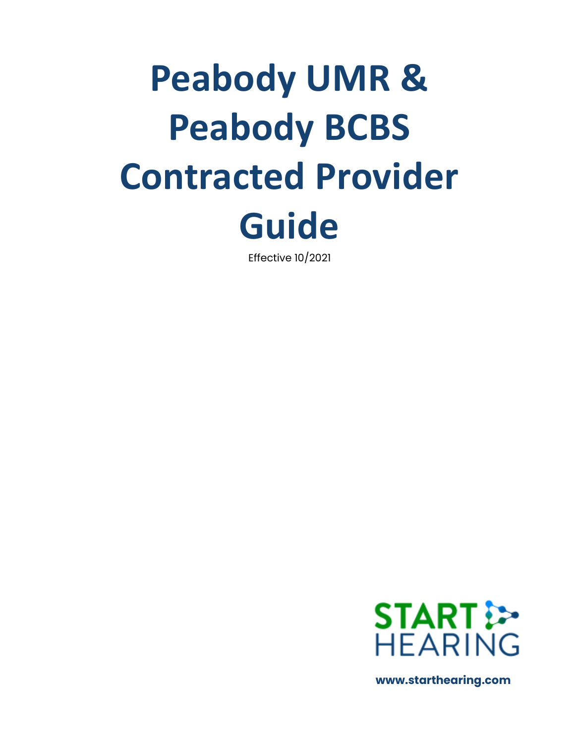# Peabody UMR & Peabody BCBS Contracted Provider Guide

Effective 10/2021

START HEARING

www.starthearing.com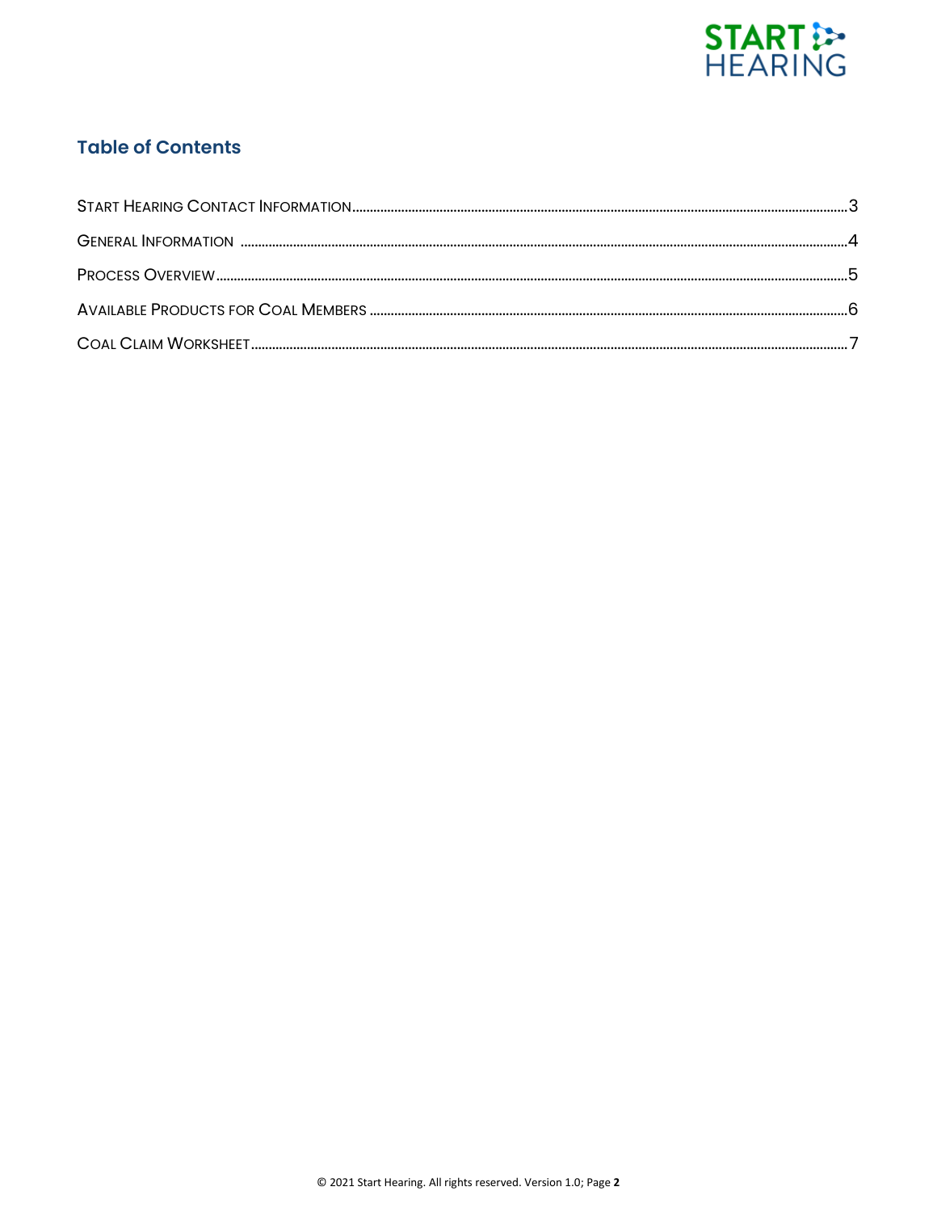## Table of Contents

START HEARING CONTACT INFORMATION....................3

GENERAL INFORMATION....................4

PROCESS OVERVIEW....................5

AVAILABLE PRODUCTS FOR COAL MEMBERS....................6

COAL CLAIM WORKSHEET....................7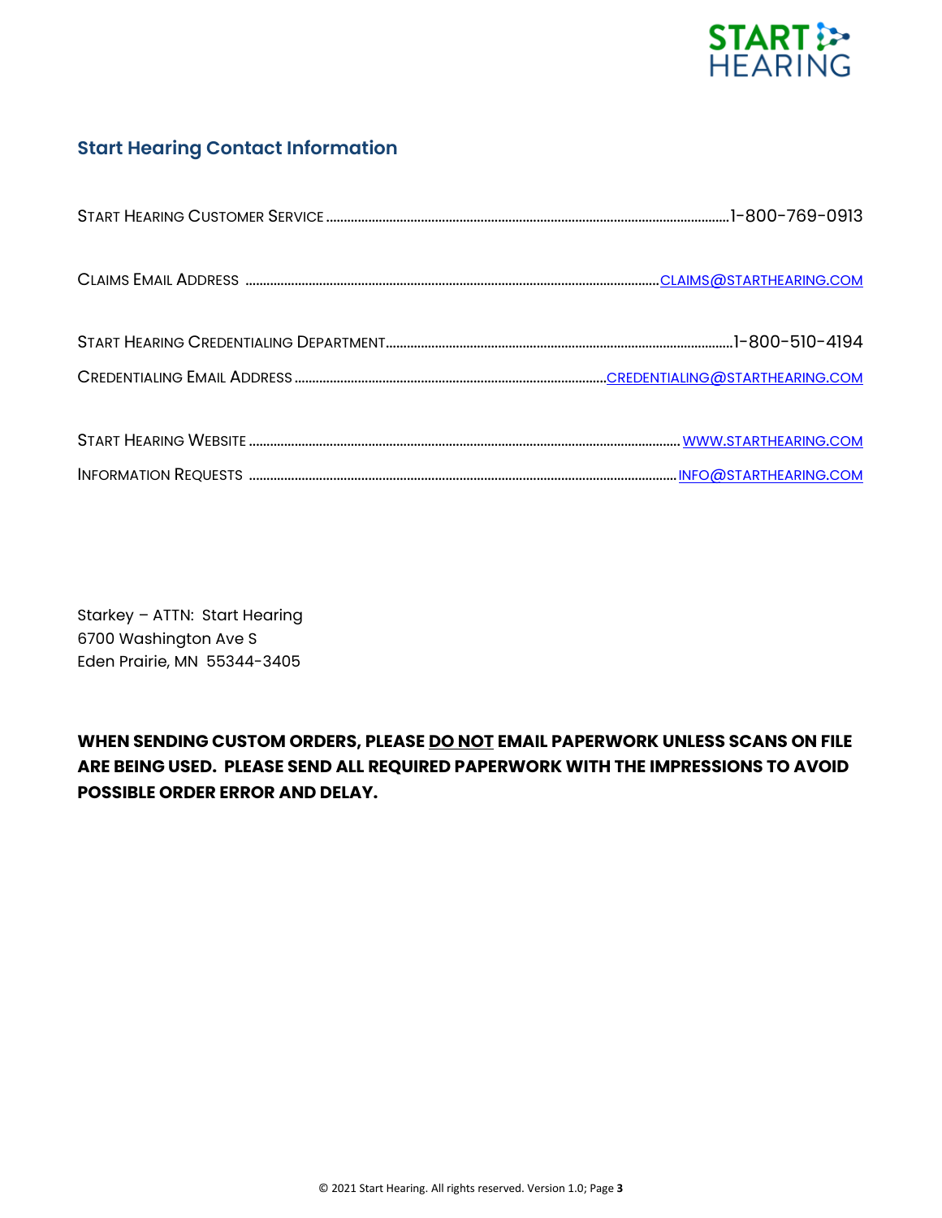## Start Hearing Contact Information

START HEARING CUSTOMER SERVICE ........................................ 1-800-769-0913

CLAIMS EMAIL ADDRESS ........................................ CLAIMS@STARTHEARING.COM

START HEARING CREDENTIALING DEPARTMENT ........................................ 1-800-510-4194

CREDENTIALING EMAIL ADDRESS ........................................ CREDENTIALING@STARTHEARING.COM

START HEARING WEBSITE ........................................ WWW.STARTHEARING.COM

INFORMATION REQUESTS ........................................ INFO@STARTHEARING.COM

Starkey – ATTN: Start Hearing
6700 Washington Ave S
Eden Prairie, MN 55344-3405

**WHEN SENDING CUSTOM ORDERS, PLEASE DO NOT EMAIL PAPERWORK UNLESS SCANS ON FILE ARE BEING USED. PLEASE SEND ALL REQUIRED PAPERWORK WITH THE IMPRESSIONS TO AVOID POSSIBLE ORDER ERROR AND DELAY.**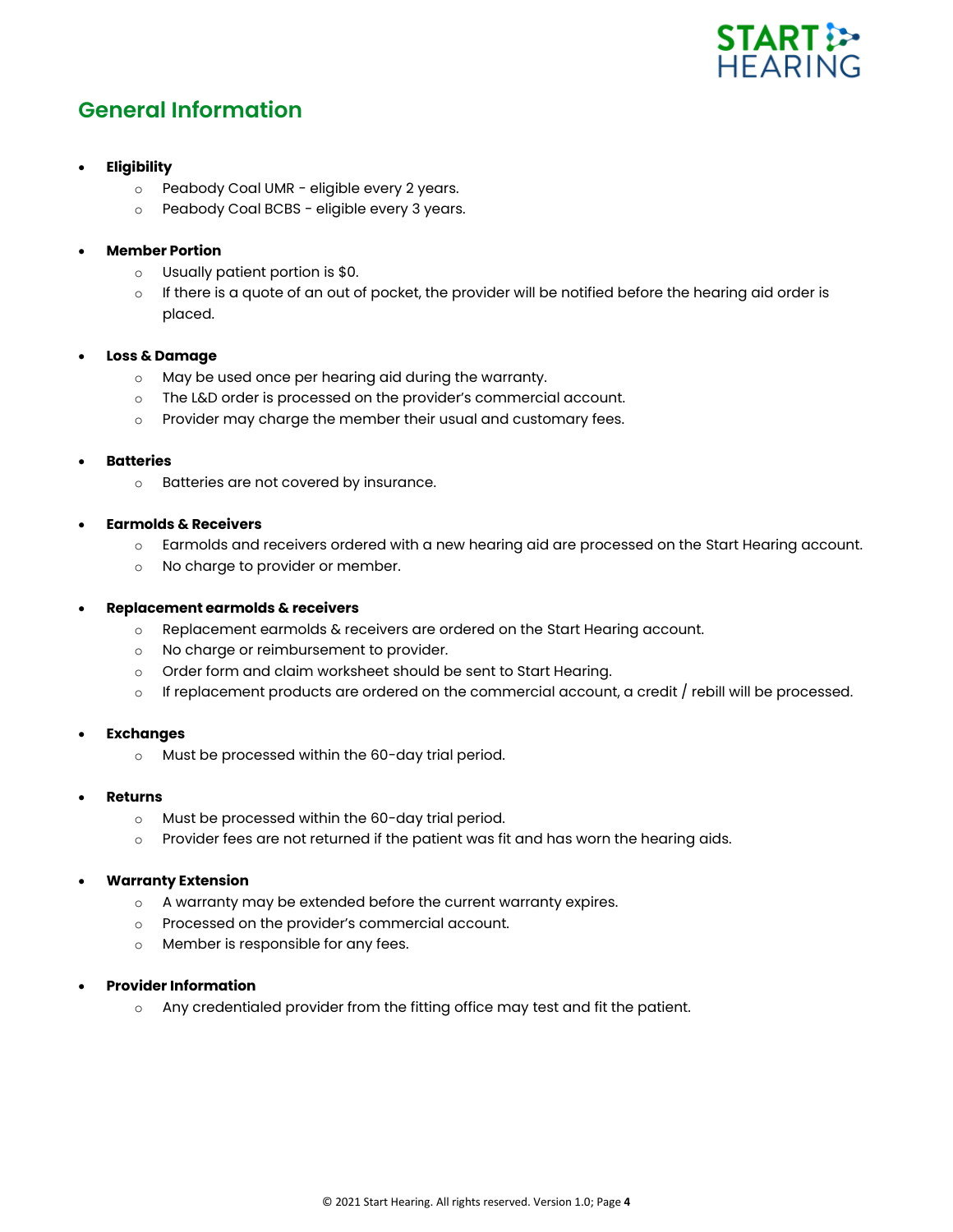## General Information

- **Eligibility**
  - Peabody Coal UMR - eligible every 2 years.
  - Peabody Coal BCBS - eligible every 3 years.

- **Member Portion**
  - Usually patient portion is $0.
  - If there is a quote of an out of pocket, the provider will be notified before the hearing aid order is placed.

- **Loss & Damage**
  - May be used once per hearing aid during the warranty.
  - The L&D order is processed on the provider's commercial account.
  - Provider may charge the member their usual and customary fees.

- **Batteries**
  - Batteries are not covered by insurance.

- **Earmolds & Receivers**
  - Earmolds and receivers ordered with a new hearing aid are processed on the Start Hearing account.
  - No charge to provider or member.

- **Replacement earmolds & receivers**
  - Replacement earmolds & receivers are ordered on the Start Hearing account.
  - No charge or reimbursement to provider.
  - Order form and claim worksheet should be sent to Start Hearing.
  - If replacement products are ordered on the commercial account, a credit / rebill will be processed.

- **Exchanges**
  - Must be processed within the 60-day trial period.

- **Returns**
  - Must be processed within the 60-day trial period.
  - Provider fees are not returned if the patient was fit and has worn the hearing aids.

- **Warranty Extension**
  - A warranty may be extended before the current warranty expires.
  - Processed on the provider's commercial account.
  - Member is responsible for any fees.

- **Provider Information**
  - Any credentialed provider from the fitting office may test and fit the patient.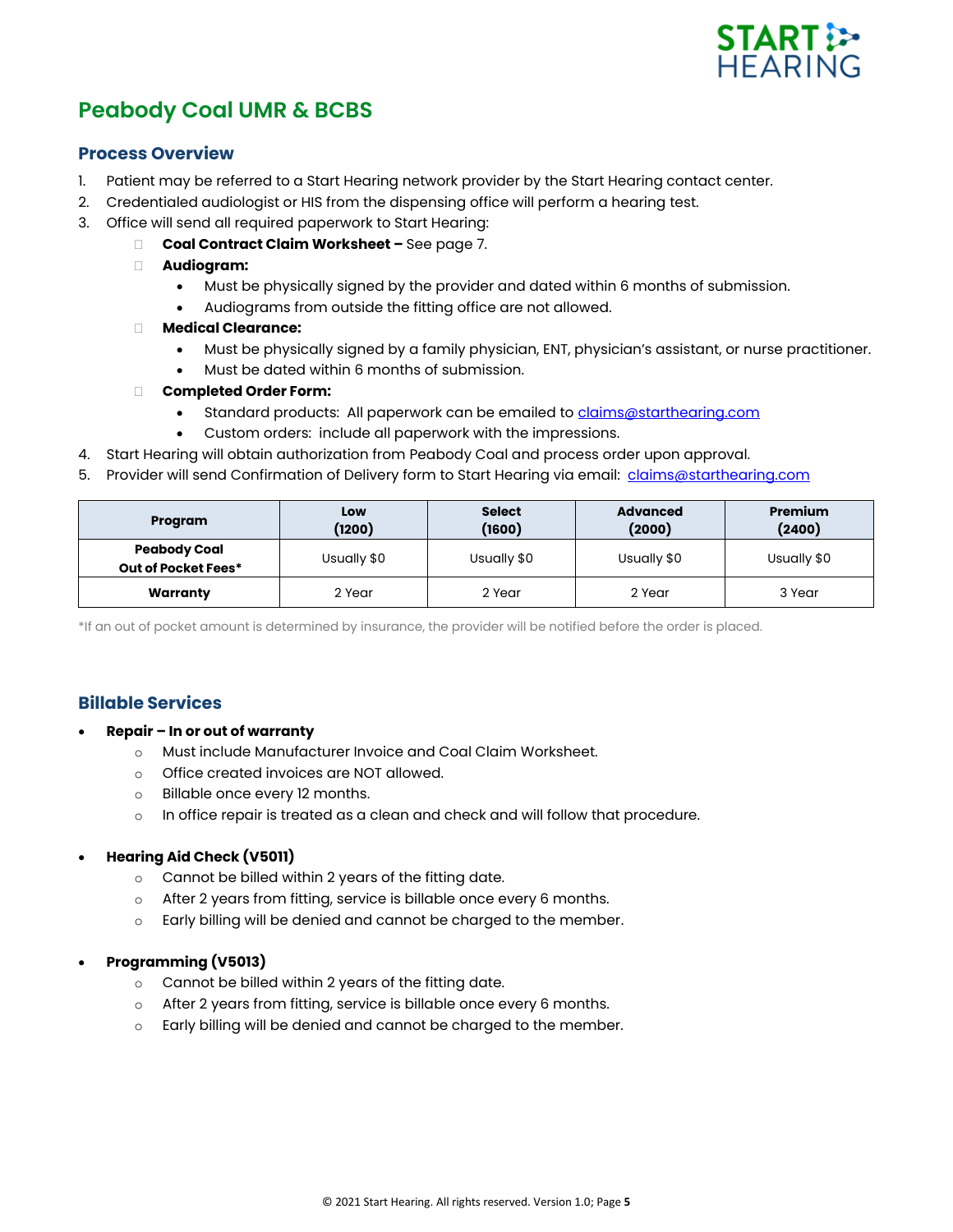# Peabody Coal UMR & BCBS

## Process Overview

1. Patient may be referred to a Start Hearing network provider by the Start Hearing contact center.
2. Credentialed audiologist or HIS from the dispensing office will perform a hearing test.
3. Office will send all required paperwork to Start Hearing:
   - **Coal Contract Claim Worksheet –** See page 7.
   - **Audiogram:**
     - Must be physically signed by the provider and dated within 6 months of submission.
     - Audiograms from outside the fitting office are not allowed.
   - **Medical Clearance:**
     - Must be physically signed by a family physician, ENT, physician's assistant, or nurse practitioner.
     - Must be dated within 6 months of submission.
   - **Completed Order Form:**
     - Standard products: All paperwork can be emailed to claims@starthearing.com
     - Custom orders: include all paperwork with the impressions.
4. Start Hearing will obtain authorization from Peabody Coal and process order upon approval.
5. Provider will send Confirmation of Delivery form to Start Hearing via email: claims@starthearing.com

| Program | Low (1200) | Select (1600) | Advanced (2000) | Premium (2400) |
|---|---|---|---|---|
| Peabody Coal Out of Pocket Fees* | Usually $0 | Usually $0 | Usually $0 | Usually $0 |
| Warranty | 2 Year | 2 Year | 2 Year | 3 Year |

*If an out of pocket amount is determined by insurance, the provider will be notified before the order is placed.

## Billable Services

- **Repair – In or out of warranty**
  - Must include Manufacturer Invoice and Coal Claim Worksheet.
  - Office created invoices are NOT allowed.
  - Billable once every 12 months.
  - In office repair is treated as a clean and check and will follow that procedure.

- **Hearing Aid Check (V5011)**
  - Cannot be billed within 2 years of the fitting date.
  - After 2 years from fitting, service is billable once every 6 months.
  - Early billing will be denied and cannot be charged to the member.

- **Programming (V5013)**
  - Cannot be billed within 2 years of the fitting date.
  - After 2 years from fitting, service is billable once every 6 months.
  - Early billing will be denied and cannot be charged to the member.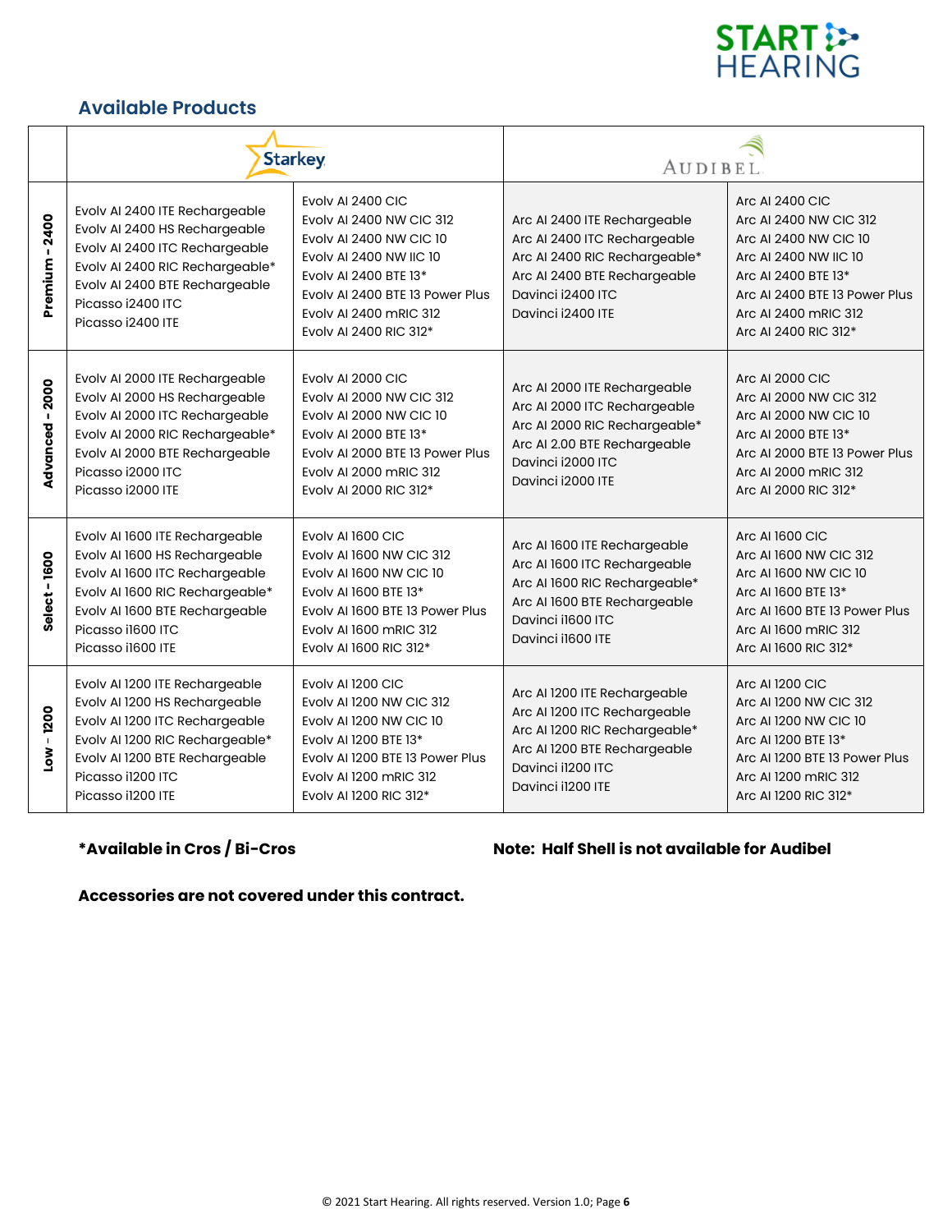## Available Products

| | Starkey | | Audibel | |
|---|---|---|---|---|
| Premium - 2400 | Evolv AI 2400 ITE Rechargeable<br>Evolv AI 2400 HS Rechargeable<br>Evolv AI 2400 ITC Rechargeable<br>Evolv AI 2400 RIC Rechargeable*<br>Evolv AI 2400 BTE Rechargeable<br>Picasso i2400 ITC<br>Picasso i2400 ITE | Evolv AI 2400 CIC<br>Evolv AI 2400 NW CIC 312<br>Evolv AI 2400 NW CIC 10<br>Evolv AI 2400 NW IIC 10<br>Evolv AI 2400 BTE 13*<br>Evolv AI 2400 BTE 13 Power Plus<br>Evolv AI 2400 mRIC 312<br>Evolv AI 2400 RIC 312* | Arc AI 2400 ITE Rechargeable<br>Arc AI 2400 ITC Rechargeable<br>Arc AI 2400 RIC Rechargeable*<br>Arc AI 2400 BTE Rechargeable<br>Davinci i2400 ITC<br>Davinci i2400 ITE | Arc AI 2400 CIC<br>Arc AI 2400 NW CIC 312<br>Arc AI 2400 NW CIC 10<br>Arc AI 2400 NW IIC 10<br>Arc AI 2400 BTE 13*<br>Arc AI 2400 BTE 13 Power Plus<br>Arc AI 2400 mRIC 312<br>Arc AI 2400 RIC 312* |
| Advanced - 2000 | Evolv AI 2000 ITE Rechargeable<br>Evolv AI 2000 HS Rechargeable<br>Evolv AI 2000 ITC Rechargeable<br>Evolv AI 2000 RIC Rechargeable*<br>Evolv AI 2000 BTE Rechargeable<br>Picasso i2000 ITC<br>Picasso i2000 ITE | Evolv AI 2000 CIC<br>Evolv AI 2000 NW CIC 312<br>Evolv AI 2000 NW CIC 10<br>Evolv AI 2000 BTE 13*<br>Evolv AI 2000 BTE 13 Power Plus<br>Evolv AI 2000 mRIC 312<br>Evolv AI 2000 RIC 312* | Arc AI 2000 ITE Rechargeable<br>Arc AI 2000 ITC Rechargeable<br>Arc AI 2000 RIC Rechargeable*<br>Arc AI 2.00 BTE Rechargeable<br>Davinci i2000 ITC<br>Davinci i2000 ITE | Arc AI 2000 CIC<br>Arc AI 2000 NW CIC 312<br>Arc AI 2000 NW CIC 10<br>Arc AI 2000 BTE 13*<br>Arc AI 2000 BTE 13 Power Plus<br>Arc AI 2000 mRIC 312<br>Arc AI 2000 RIC 312* |
| Select - 1600 | Evolv AI 1600 ITE Rechargeable<br>Evolv AI 1600 HS Rechargeable<br>Evolv AI 1600 ITC Rechargeable<br>Evolv AI 1600 RIC Rechargeable*<br>Evolv AI 1600 BTE Rechargeable<br>Picasso i1600 ITC<br>Picasso i1600 ITE | Evolv AI 1600 CIC<br>Evolv AI 1600 NW CIC 312<br>Evolv AI 1600 NW CIC 10<br>Evolv AI 1600 BTE 13*<br>Evolv AI 1600 BTE 13 Power Plus<br>Evolv AI 1600 mRIC 312<br>Evolv AI 1600 RIC 312* | Arc AI 1600 ITE Rechargeable<br>Arc AI 1600 ITC Rechargeable<br>Arc AI 1600 RIC Rechargeable*<br>Arc AI 1600 BTE Rechargeable<br>Davinci i1600 ITC<br>Davinci i1600 ITE | Arc AI 1600 CIC<br>Arc AI 1600 NW CIC 312<br>Arc AI 1600 NW CIC 10<br>Arc AI 1600 BTE 13*<br>Arc AI 1600 BTE 13 Power Plus<br>Arc AI 1600 mRIC 312<br>Arc AI 1600 RIC 312* |
| Low - 1200 | Evolv AI 1200 ITE Rechargeable<br>Evolv AI 1200 HS Rechargeable<br>Evolv AI 1200 ITC Rechargeable<br>Evolv AI 1200 RIC Rechargeable*<br>Evolv AI 1200 BTE Rechargeable<br>Picasso i1200 ITC<br>Picasso i1200 ITE | Evolv AI 1200 CIC<br>Evolv AI 1200 NW CIC 312<br>Evolv AI 1200 NW CIC 10<br>Evolv AI 1200 BTE 13*<br>Evolv AI 1200 BTE 13 Power Plus<br>Evolv AI 1200 mRIC 312<br>Evolv AI 1200 RIC 312* | Arc AI 1200 ITE Rechargeable<br>Arc AI 1200 ITC Rechargeable<br>Arc AI 1200 RIC Rechargeable*<br>Arc AI 1200 BTE Rechargeable<br>Davinci i1200 ITC<br>Davinci i1200 ITE | Arc AI 1200 CIC<br>Arc AI 1200 NW CIC 312<br>Arc AI 1200 NW CIC 10<br>Arc AI 1200 BTE 13*<br>Arc AI 1200 BTE 13 Power Plus<br>Arc AI 1200 mRIC 312<br>Arc AI 1200 RIC 312* |

**\*Available in Cros / Bi-Cros**

**Note: Half Shell is not available for Audibel**

**Accessories are not covered under this contract.**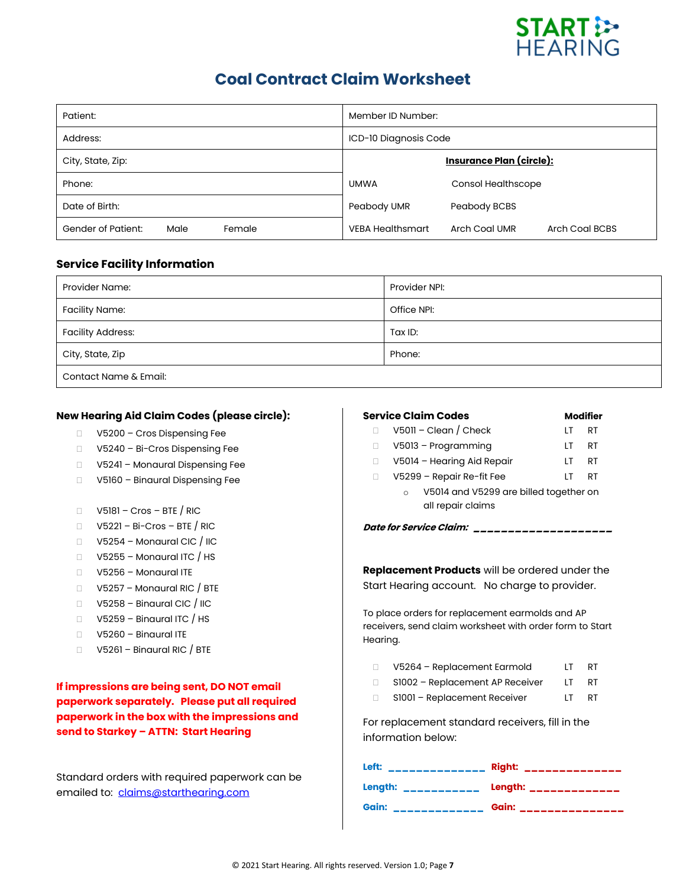START HEARING

# Coal Contract Claim Worksheet

| | | | |
|---|---|---|---|
| Patient: | Member ID Number: | | |
| Address: | ICD-10 Diagnosis Code | | |
| City, State, Zip: | **Insurance Plan (circle):** | | |
| Phone: | UMWA | Consol Healthscope | |
| Date of Birth: | Peabody UMR | Peabody BCBS | |
| Gender of Patient: Male Female | VEBA Healthsmart | Arch Coal UMR | Arch Coal BCBS |

## Service Facility Information

| | |
|---|---|
| Provider Name: | Provider NPI: |
| Facility Name: | Office NPI: |
| Facility Address: | Tax ID: |
| City, State, Zip | Phone: |
| Contact Name & Email: | |

### New Hearing Aid Claim Codes (please circle):

- V5200 – Cros Dispensing Fee
- V5240 – Bi-Cros Dispensing Fee
- V5241 – Monaural Dispensing Fee
- V5160 – Binaural Dispensing Fee

- V5181 – Cros – BTE / RIC
- V5221 – Bi-Cros – BTE / RIC
- V5254 – Monaural CIC / IIC
- V5255 – Monaural ITC / HS
- V5256 – Monaural ITE
- V5257 – Monaural RIC / BTE
- V5258 – Binaural CIC / IIC
- V5259 – Binaural ITC / HS
- V5260 – Binaural ITE
- V5261 – Binaural RIC / BTE

**If impressions are being sent, DO NOT email paperwork separately. Please put all required paperwork in the box with the impressions and send to Starkey – ATTN: Start Hearing**

Standard orders with required paperwork can be emailed to: claims@starthearing.com

### Service Claim Codes

| Service Claim Codes | Modifier | |
|---|---|---|
| V5011 – Clean / Check | LT | RT |
| V5013 – Programming | LT | RT |
| V5014 – Hearing Aid Repair | LT | RT |
| V5299 – Repair Re-fit Fee | LT | RT |

- V5014 and V5299 are billed together on all repair claims

***Date for Service Claim:*** ____________________

**Replacement Products** will be ordered under the Start Hearing account. No charge to provider.

To place orders for replacement earmolds and AP receivers, send claim worksheet with order form to Start Hearing.

| | | |
|---|---|---|
| V5264 – Replacement Earmold | LT | RT |
| S1002 – Replacement AP Receiver | LT | RT |
| S1001 – Replacement Receiver | LT | RT |

For replacement standard receivers, fill in the information below:

**Left:** ______________ **Right:** ______________

**Length:** ___________ **Length:** _____________

**Gain:** _____________ **Gain:** ______________

© 2021 Start Hearing. All rights reserved. Version 1.0